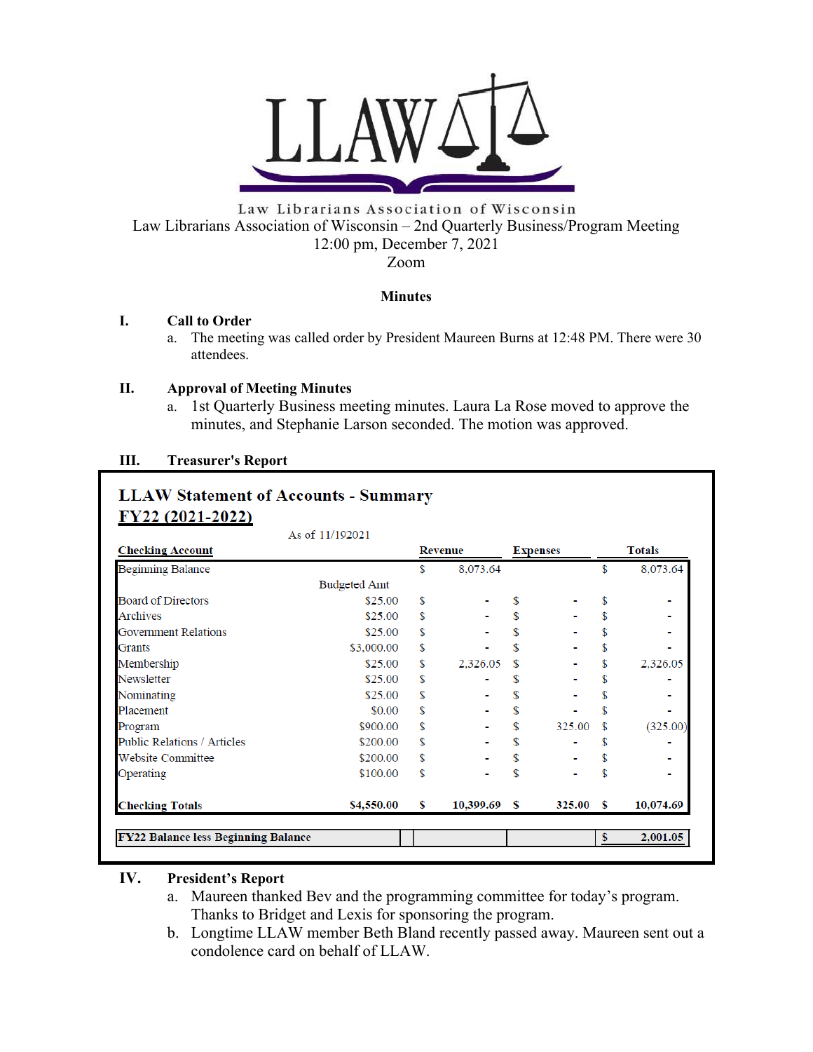LLAW

Law Librarians Association of Wisconsin

Law Librarians Association of Wisconsin – 2nd Quarterly Business/Program Meeting
12:00 pm, December 7, 2021
Zoom

**Minutes**

**I. Call to Order**

a. The meeting was called order by President Maureen Burns at 12:48 PM. There were 30 attendees.

**II. Approval of Meeting Minutes**

a. 1st Quarterly Business meeting minutes. Laura La Rose moved to approve the minutes, and Stephanie Larson seconded. The motion was approved.

**III. Treasurer's Report**

**LLAW Statement of Accounts - Summary**
**FY22 (2021-2022)**

As of 11/192021

| Checking Account | Budgeted Amt | Revenue | Expenses | Totals |
|---|---|---|---|---|
| Beginning Balance | | $ 8,073.64 | | $ 8,073.64 |
| Board of Directors | $25.00 | $ - | $ - | $ - |
| Archives | $25.00 | $ - | $ - | $ - |
| Government Relations | $25.00 | $ - | $ - | $ - |
| Grants | $3,000.00 | $ - | $ - | $ - |
| Membership | $25.00 | $ 2,326.05 | $ - | $ 2,326.05 |
| Newsletter | $25.00 | $ - | $ - | $ - |
| Nominating | $25.00 | $ - | $ - | $ - |
| Placement | $0.00 | $ - | $ - | $ - |
| Program | $900.00 | $ - | $ 325.00 | $ (325.00) |
| Public Relations / Articles | $200.00 | $ - | $ - | $ - |
| Website Committee | $200.00 | $ - | $ - | $ - |
| Operating | $100.00 | $ - | $ - | $ - |
| **Checking Totals** | **$4,550.00** | **$ 10,399.69** | **$ 325.00** | **$ 10,074.69** |
| **FY22 Balance less Beginning Balance** | | | | **$ 2,001.05** |

**IV. President's Report**

a. Maureen thanked Bev and the programming committee for today's program. Thanks to Bridget and Lexis for sponsoring the program.

b. Longtime LLAW member Beth Bland recently passed away. Maureen sent out a condolence card on behalf of LLAW.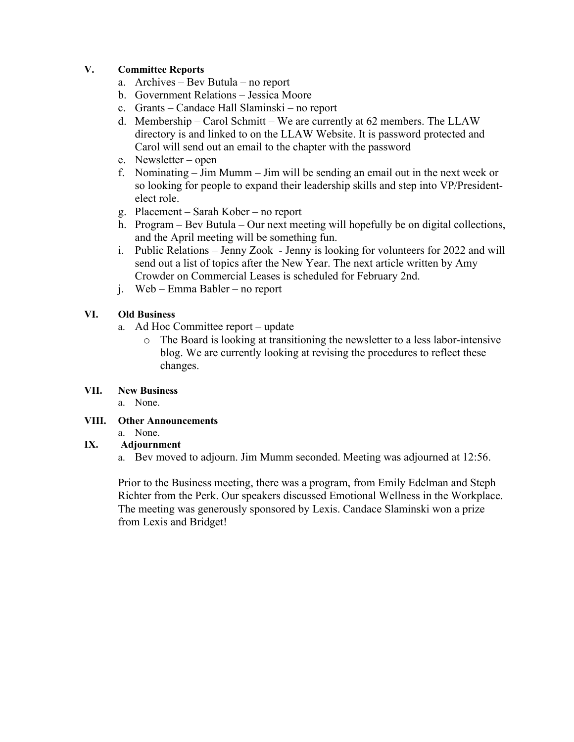## V. Committee Reports

a. Archives – Bev Butula – no report
b. Government Relations – Jessica Moore
c. Grants – Candace Hall Slaminski – no report
d. Membership – Carol Schmitt – We are currently at 62 members. The LLAW directory is and linked to on the LLAW Website. It is password protected and Carol will send out an email to the chapter with the password
e. Newsletter – open
f. Nominating – Jim Mumm – Jim will be sending an email out in the next week or so looking for people to expand their leadership skills and step into VP/President-elect role.
g. Placement – Sarah Kober – no report
h. Program – Bev Butula – Our next meeting will hopefully be on digital collections, and the April meeting will be something fun.
i. Public Relations – Jenny Zook - Jenny is looking for volunteers for 2022 and will send out a list of topics after the New Year. The next article written by Amy Crowder on Commercial Leases is scheduled for February 2nd.
j. Web – Emma Babler – no report

## VI. Old Business

a. Ad Hoc Committee report – update
   - The Board is looking at transitioning the newsletter to a less labor-intensive blog. We are currently looking at revising the procedures to reflect these changes.

## VII. New Business

a. None.

## VIII. Other Announcements

a. None.

## IX. Adjournment

a. Bev moved to adjourn. Jim Mumm seconded. Meeting was adjourned at 12:56.

Prior to the Business meeting, there was a program, from Emily Edelman and Steph Richter from the Perk. Our speakers discussed Emotional Wellness in the Workplace. The meeting was generously sponsored by Lexis. Candace Slaminski won a prize from Lexis and Bridget!